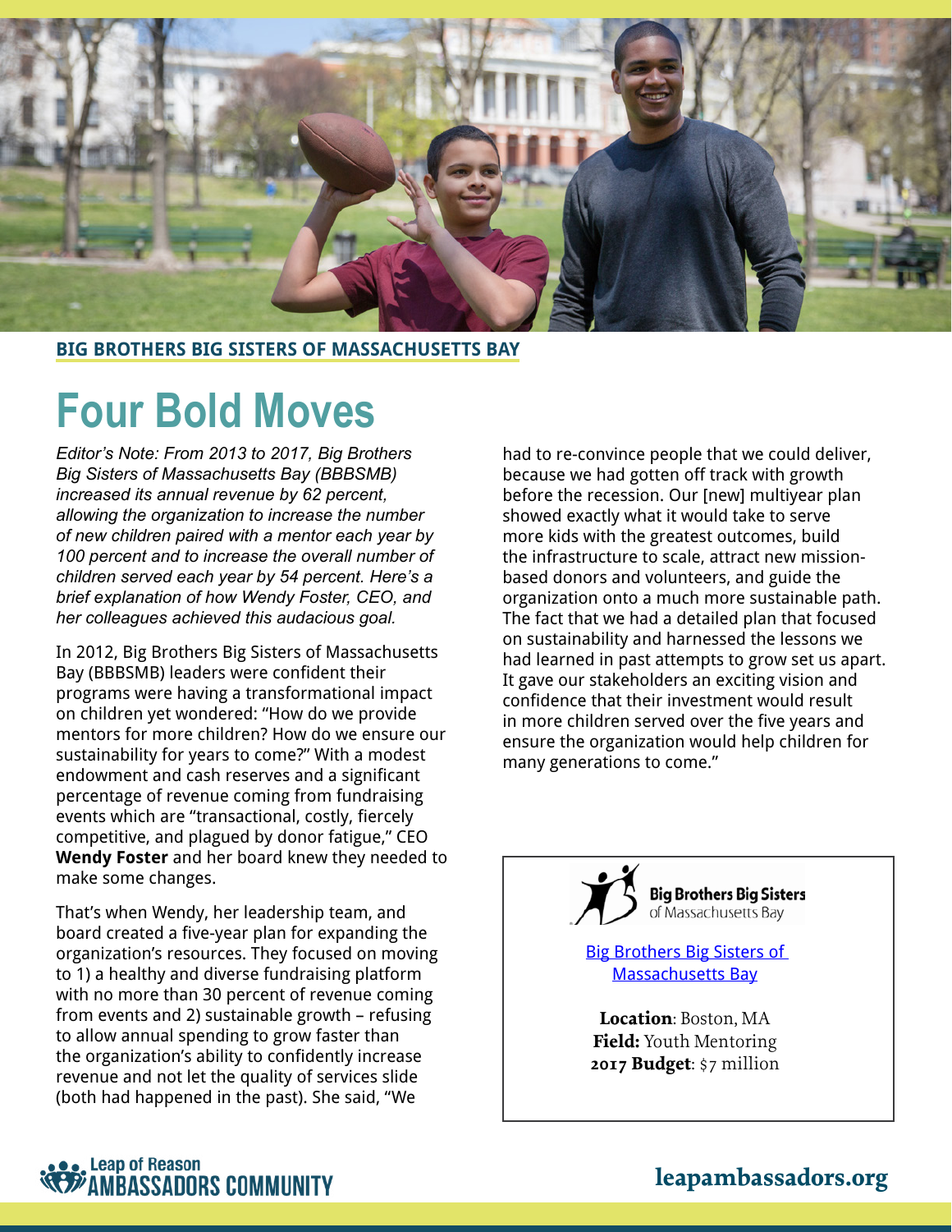**BIG BROTHERS BIG SISTERS OF MASSACHUSETTS BAY**

# Four Bold Moves

*Editor's Note: From 2013 to 2017, Big Brothers Big Sisters of Massachusetts Bay (BBBSMB) increased its annual revenue by 62 percent, allowing the organization to increase the number of new children paired with a mentor each year by 100 percent and to increase the overall number of children served each year by 54 percent. Here's a brief explanation of how Wendy Foster, CEO, and her colleagues achieved this audacious goal.*

In 2012, Big Brothers Big Sisters of Massachusetts Bay (BBBSMB) leaders were confident their programs were having a transformational impact on children yet wondered: "How do we provide mentors for more children? How do we ensure our sustainability for years to come?" With a modest endowment and cash reserves and a significant percentage of revenue coming from fundraising events which are "transactional, costly, fiercely competitive, and plagued by donor fatigue," CEO **Wendy Foster** and her board knew they needed to make some changes.

That's when Wendy, her leadership team, and board created a five-year plan for expanding the organization's resources. They focused on moving to 1) a healthy and diverse fundraising platform with no more than 30 percent of revenue coming from events and 2) sustainable growth – refusing to allow annual spending to grow faster than the organization's ability to confidently increase revenue and not let the quality of services slide (both had happened in the past). She said, "We had to re-convince people that we could deliver, because we had gotten off track with growth before the recession. Our [new] multiyear plan showed exactly what it would take to serve more kids with the greatest outcomes, build the infrastructure to scale, attract new mission-based donors and volunteers, and guide the organization onto a much more sustainable path. The fact that we had a detailed plan that focused on sustainability and harnessed the lessons we had learned in past attempts to grow set us apart. It gave our stakeholders an exciting vision and confidence that their investment would result in more children served over the five years and ensure the organization would help children for many generations to come."

**Big Brothers Big Sisters** of Massachusetts Bay

Big Brothers Big Sisters of Massachusetts Bay

**Location**: Boston, MA
**Field:** Youth Mentoring
**2017 Budget**: $7 million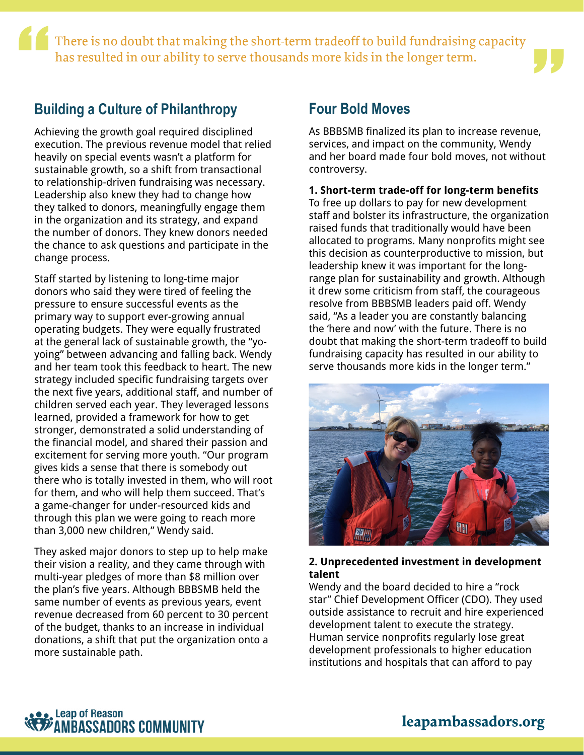> There is no doubt that making the short-term tradeoff to build fundraising capacity has resulted in our ability to serve thousands more kids in the longer term.

## Building a Culture of Philanthropy

Achieving the growth goal required disciplined execution. The previous revenue model that relied heavily on special events wasn't a platform for sustainable growth, so a shift from transactional to relationship-driven fundraising was necessary. Leadership also knew they had to change how they talked to donors, meaningfully engage them in the organization and its strategy, and expand the number of donors. They knew donors needed the chance to ask questions and participate in the change process.

Staff started by listening to long-time major donors who said they were tired of feeling the pressure to ensure successful events as the primary way to support ever-growing annual operating budgets. They were equally frustrated at the general lack of sustainable growth, the "yo-yoing" between advancing and falling back. Wendy and her team took this feedback to heart. The new strategy included specific fundraising targets over the next five years, additional staff, and number of children served each year. They leveraged lessons learned, provided a framework for how to get stronger, demonstrated a solid understanding of the financial model, and shared their passion and excitement for serving more youth. "Our program gives kids a sense that there is somebody out there who is totally invested in them, who will root for them, and who will help them succeed. That's a game-changer for under-resourced kids and through this plan we were going to reach more than 3,000 new children," Wendy said.

They asked major donors to step up to help make their vision a reality, and they came through with multi-year pledges of more than $8 million over the plan's five years. Although BBBSMB held the same number of events as previous years, event revenue decreased from 60 percent to 30 percent of the budget, thanks to an increase in individual donations, a shift that put the organization onto a more sustainable path.

## Four Bold Moves

As BBBSMB finalized its plan to increase revenue, services, and impact on the community, Wendy and her board made four bold moves, not without controversy.

**1. Short-term trade-off for long-term benefits**
To free up dollars to pay for new development staff and bolster its infrastructure, the organization raised funds that traditionally would have been allocated to programs. Many nonprofits might see this decision as counterproductive to mission, but leadership knew it was important for the long-range plan for sustainability and growth. Although it drew some criticism from staff, the courageous resolve from BBBSMB leaders paid off. Wendy said, "As a leader you are constantly balancing the 'here and now' with the future. There is no doubt that making the short-term tradeoff to build fundraising capacity has resulted in our ability to serve thousands more kids in the longer term."

**2. Unprecedented investment in development talent**
Wendy and the board decided to hire a "rock star" Chief Development Officer (CDO). They used outside assistance to recruit and hire experienced development talent to execute the strategy. Human service nonprofits regularly lose great development professionals to higher education institutions and hospitals that can afford to pay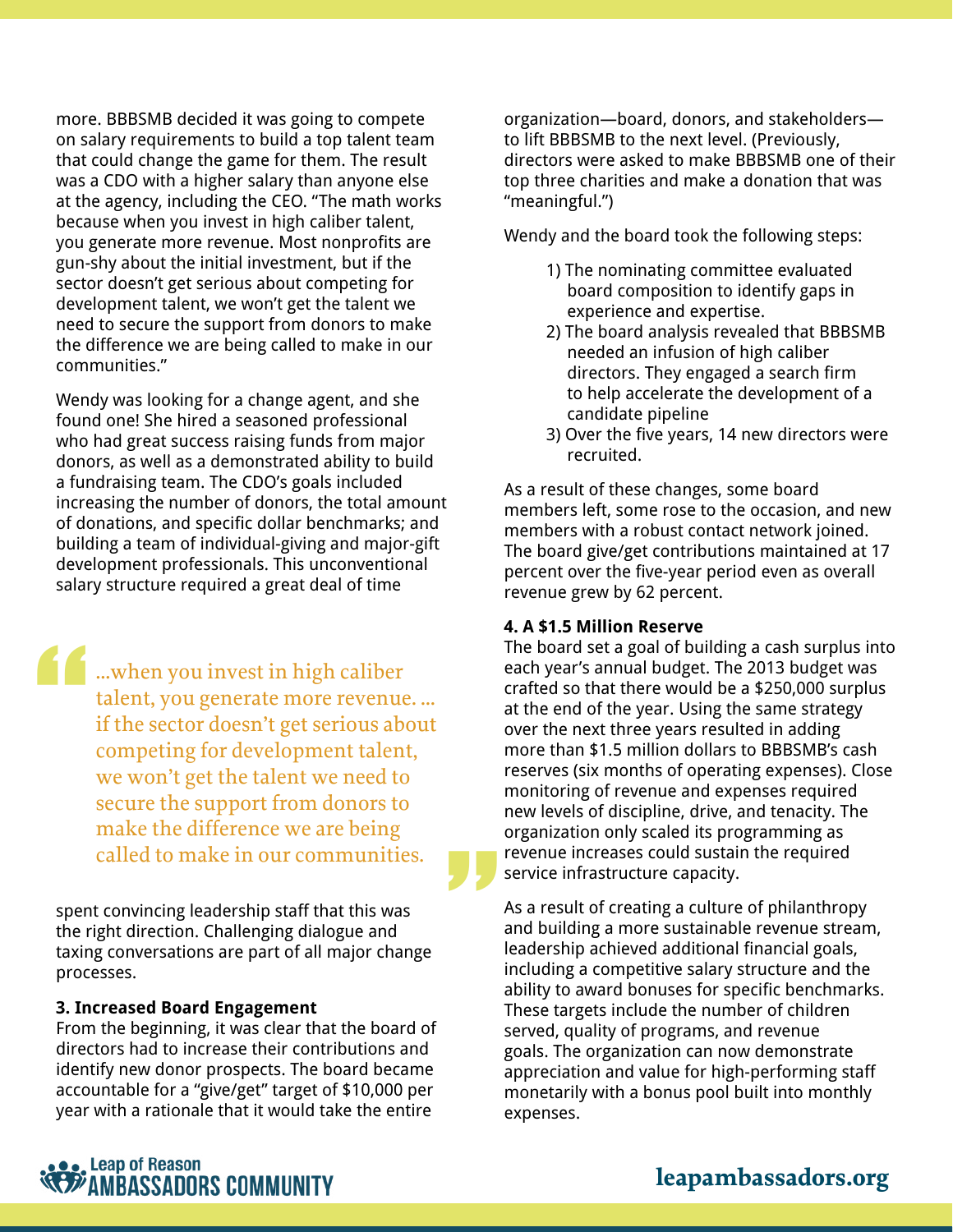more. BBBSMB decided it was going to compete on salary requirements to build a top talent team that could change the game for them. The result was a CDO with a higher salary than anyone else at the agency, including the CEO. "The math works because when you invest in high caliber talent, you generate more revenue. Most nonprofits are gun-shy about the initial investment, but if the sector doesn't get serious about competing for development talent, we won't get the talent we need to secure the support from donors to make the difference we are being called to make in our communities."

Wendy was looking for a change agent, and she found one! She hired a seasoned professional who had great success raising funds from major donors, as well as a demonstrated ability to build a fundraising team. The CDO's goals included increasing the number of donors, the total amount of donations, and specific dollar benchmarks; and building a team of individual-giving and major-gift development professionals. This unconventional salary structure required a great deal of time spent convincing leadership staff that this was the right direction. Challenging dialogue and taxing conversations are part of all major change processes.

> "...when you invest in high caliber talent, you generate more revenue. ... if the sector doesn't get serious about competing for development talent, we won't get the talent we need to secure the support from donors to make the difference we are being called to make in our communities."

**3. Increased Board Engagement**

From the beginning, it was clear that the board of directors had to increase their contributions and identify new donor prospects. The board became accountable for a "give/get" target of $10,000 per year with a rationale that it would take the entire organization—board, donors, and stakeholders—to lift BBBSMB to the next level. (Previously, directors were asked to make BBBSMB one of their top three charities and make a donation that was "meaningful.")

Wendy and the board took the following steps:

1) The nominating committee evaluated board composition to identify gaps in experience and expertise.
2) The board analysis revealed that BBBSMB needed an infusion of high caliber directors. They engaged a search firm to help accelerate the development of a candidate pipeline
3) Over the five years, 14 new directors were recruited.

As a result of these changes, some board members left, some rose to the occasion, and new members with a robust contact network joined. The board give/get contributions maintained at 17 percent over the five-year period even as overall revenue grew by 62 percent.

**4. A $1.5 Million Reserve**

The board set a goal of building a cash surplus into each year's annual budget. The 2013 budget was crafted so that there would be a $250,000 surplus at the end of the year. Using the same strategy over the next three years resulted in adding more than $1.5 million dollars to BBBSMB's cash reserves (six months of operating expenses). Close monitoring of revenue and expenses required new levels of discipline, drive, and tenacity. The organization only scaled its programming as revenue increases could sustain the required service infrastructure capacity.

As a result of creating a culture of philanthropy and building a more sustainable revenue stream, leadership achieved additional financial goals, including a competitive salary structure and the ability to award bonuses for specific benchmarks. These targets include the number of children served, quality of programs, and revenue goals. The organization can now demonstrate appreciation and value for high-performing staff monetarily with a bonus pool built into monthly expenses.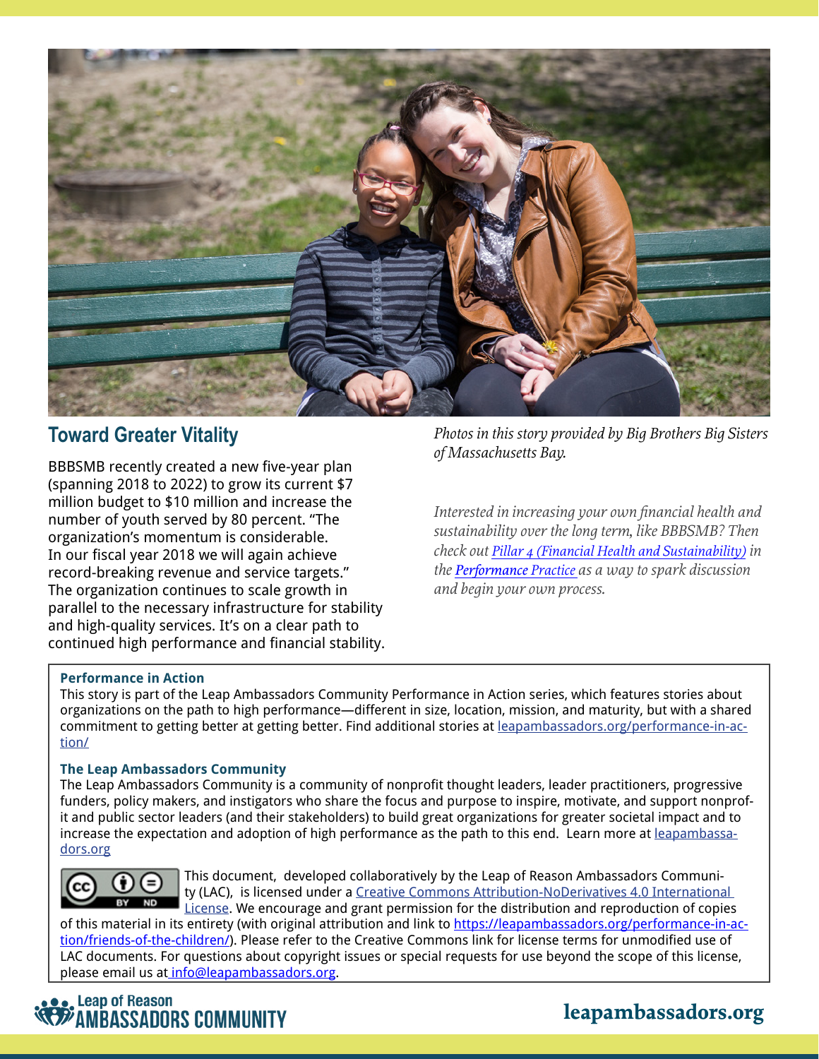## Toward Greater Vitality

BBBSMB recently created a new five-year plan (spanning 2018 to 2022) to grow its current $7 million budget to $10 million and increase the number of youth served by 80 percent. "The organization's momentum is considerable. In our fiscal year 2018 we will again achieve record-breaking revenue and service targets." The organization continues to scale growth in parallel to the necessary infrastructure for stability and high-quality services. It's on a clear path to continued high performance and financial stability.

*Photos in this story provided by Big Brothers Big Sisters of Massachusetts Bay.*

*Interested in increasing your own financial health and sustainability over the long term, like BBBSMB? Then check out [Pillar 4 (Financial Health and Sustainability)](#) in the [Performance Practice](#) as a way to spark discussion and begin your own process.*

**Performance in Action**

This story is part of the Leap Ambassadors Community Performance in Action series, which features stories about organizations on the path to high performance—different in size, location, mission, and maturity, but with a shared commitment to getting better at getting better. Find additional stories at [leapambassadors.org/performance-in-action/](leapambassadors.org/performance-in-action/)

**The Leap Ambassadors Community**

The Leap Ambassadors Community is a community of nonprofit thought leaders, leader practitioners, progressive funders, policy makers, and instigators who share the focus and purpose to inspire, motivate, and support nonprofit and public sector leaders (and their stakeholders) to build great organizations for greater societal impact and to increase the expectation and adoption of high performance as the path to this end. Learn more at [leapambassadors.org](leapambassadors.org)

This document, developed collaboratively by the Leap of Reason Ambassadors Community (LAC), is licensed under a [Creative Commons Attribution-NoDerivatives 4.0 International License](#). We encourage and grant permission for the distribution and reproduction of copies of this material in its entirety (with original attribution and link to [https://leapambassadors.org/performance-in-action/friends-of-the-children/](https://leapambassadors.org/performance-in-action/friends-of-the-children/)). Please refer to the Creative Commons link for license terms for unmodified use of LAC documents. For questions about copyright issues or special requests for use beyond the scope of this license, please email us at [info@leapambassadors.org](mailto:info@leapambassadors.org).

Leap of Reason AMBASSADORS COMMUNITY

leapambassadors.org